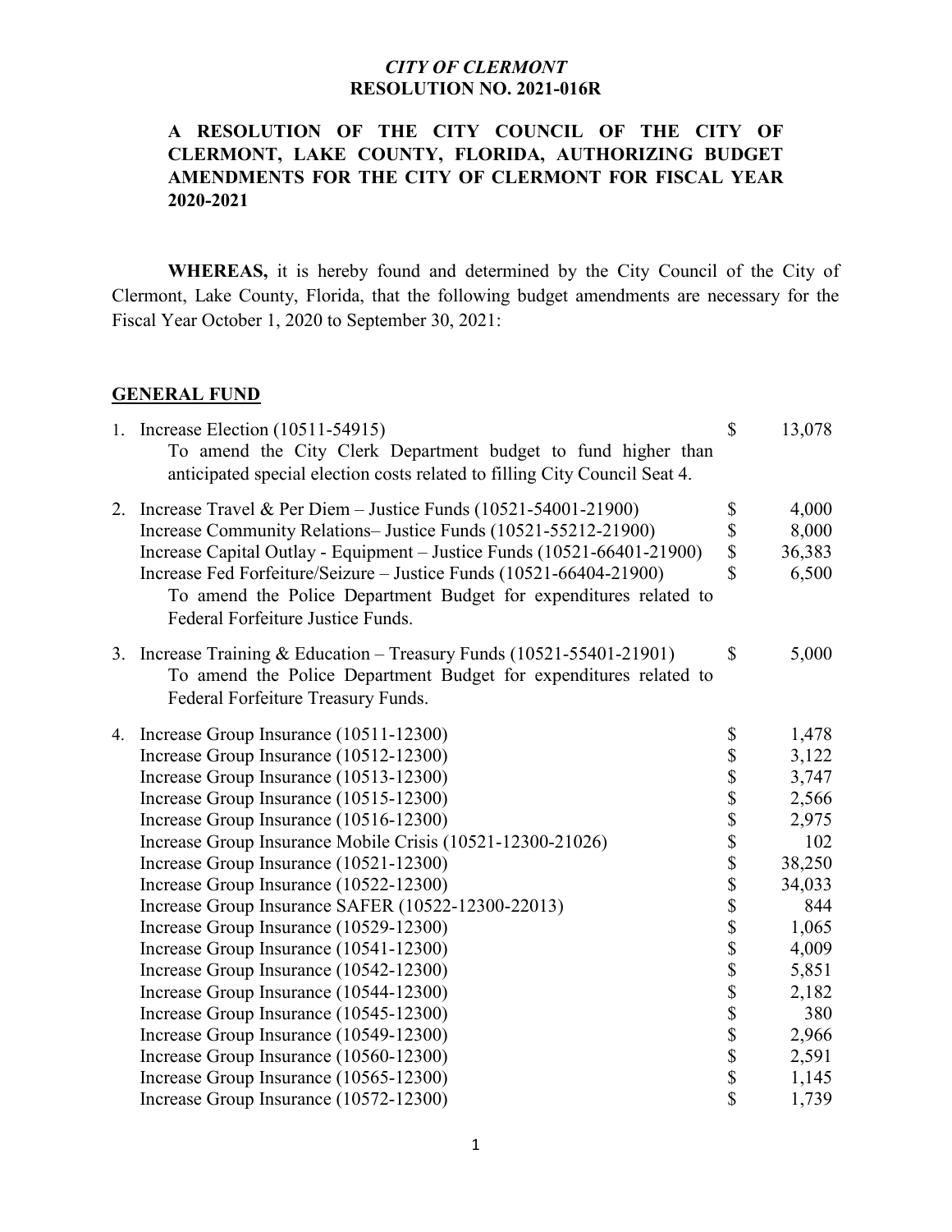*CITY OF CLERMONT*
**RESOLUTION NO. 2021-016R**

**A RESOLUTION OF THE CITY COUNCIL OF THE CITY OF CLERMONT, LAKE COUNTY, FLORIDA, AUTHORIZING BUDGET AMENDMENTS FOR THE CITY OF CLERMONT FOR FISCAL YEAR 2020-2021**

**WHEREAS,** it is hereby found and determined by the City Council of the City of Clermont, Lake County, Florida, that the following budget amendments are necessary for the Fiscal Year October 1, 2020 to September 30, 2021:

## GENERAL FUND

| | | | |
|---|---|---|---|
| 1. | Increase Election (10511-54915) | $ | 13,078 |
| | To amend the City Clerk Department budget to fund higher than anticipated special election costs related to filling City Council Seat 4. | | |
| 2. | Increase Travel & Per Diem – Justice Funds (10521-54001-21900) | $ | 4,000 |
| | Increase Community Relations– Justice Funds (10521-55212-21900) | $ | 8,000 |
| | Increase Capital Outlay - Equipment – Justice Funds (10521-66401-21900) | $ | 36,383 |
| | Increase Fed Forfeiture/Seizure – Justice Funds (10521-66404-21900) | $ | 6,500 |
| | To amend the Police Department Budget for expenditures related to Federal Forfeiture Justice Funds. | | |
| 3. | Increase Training & Education – Treasury Funds (10521-55401-21901) | $ | 5,000 |
| | To amend the Police Department Budget for expenditures related to Federal Forfeiture Treasury Funds. | | |
| 4. | Increase Group Insurance (10511-12300) | $ | 1,478 |
| | Increase Group Insurance (10512-12300) | $ | 3,122 |
| | Increase Group Insurance (10513-12300) | $ | 3,747 |
| | Increase Group Insurance (10515-12300) | $ | 2,566 |
| | Increase Group Insurance (10516-12300) | $ | 2,975 |
| | Increase Group Insurance Mobile Crisis (10521-12300-21026) | $ | 102 |
| | Increase Group Insurance (10521-12300) | $ | 38,250 |
| | Increase Group Insurance (10522-12300) | $ | 34,033 |
| | Increase Group Insurance SAFER (10522-12300-22013) | $ | 844 |
| | Increase Group Insurance (10529-12300) | $ | 1,065 |
| | Increase Group Insurance (10541-12300) | $ | 4,009 |
| | Increase Group Insurance (10542-12300) | $ | 5,851 |
| | Increase Group Insurance (10544-12300) | $ | 2,182 |
| | Increase Group Insurance (10545-12300) | $ | 380 |
| | Increase Group Insurance (10549-12300) | $ | 2,966 |
| | Increase Group Insurance (10560-12300) | $ | 2,591 |
| | Increase Group Insurance (10565-12300) | $ | 1,145 |
| | Increase Group Insurance (10572-12300) | $ | 1,739 |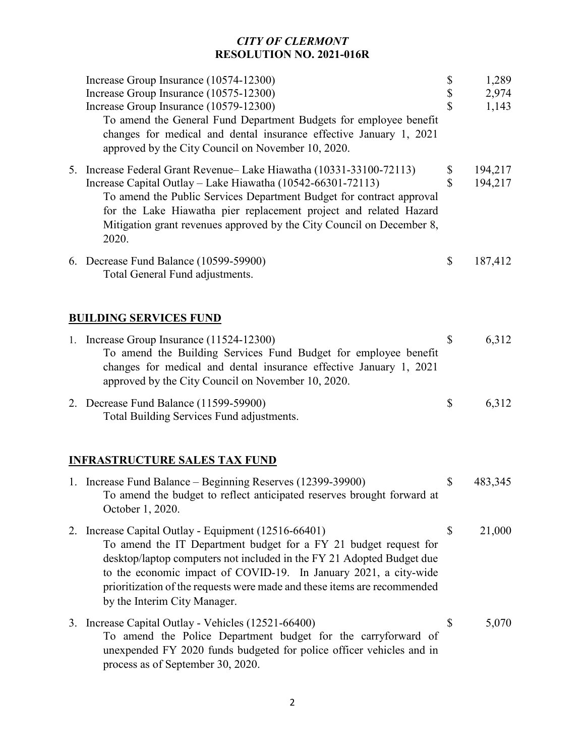*CITY OF CLERMONT*
**RESOLUTION NO. 2021-016R**

| | | |
|---|---|---|
| Increase Group Insurance (10574-12300) | $ | 1,289 |
| Increase Group Insurance (10575-12300) | $ | 2,974 |
| Increase Group Insurance (10579-12300) | $ | 1,143 |

To amend the General Fund Department Budgets for employee benefit changes for medical and dental insurance effective January 1, 2021 approved by the City Council on November 10, 2020.

5. Increase Federal Grant Revenue– Lake Hiawatha (10331-33100-72113) $ 194,217
   Increase Capital Outlay – Lake Hiawatha (10542-66301-72113) $ 194,217
   To amend the Public Services Department Budget for contract approval for the Lake Hiawatha pier replacement project and related Hazard Mitigation grant revenues approved by the City Council on December 8, 2020.

6. Decrease Fund Balance (10599-59900) $ 187,412
   Total General Fund adjustments.

**BUILDING SERVICES FUND**

1. Increase Group Insurance (11524-12300) $ 6,312
   To amend the Building Services Fund Budget for employee benefit changes for medical and dental insurance effective January 1, 2021 approved by the City Council on November 10, 2020.

2. Decrease Fund Balance (11599-59900) $ 6,312
   Total Building Services Fund adjustments.

**INFRASTRUCTURE SALES TAX FUND**

1. Increase Fund Balance – Beginning Reserves (12399-39900) $ 483,345
   To amend the budget to reflect anticipated reserves brought forward at October 1, 2020.

2. Increase Capital Outlay - Equipment (12516-66401) $ 21,000
   To amend the IT Department budget for a FY 21 budget request for desktop/laptop computers not included in the FY 21 Adopted Budget due to the economic impact of COVID-19. In January 2021, a city-wide prioritization of the requests were made and these items are recommended by the Interim City Manager.

3. Increase Capital Outlay - Vehicles (12521-66400) $ 5,070
   To amend the Police Department budget for the carryforward of unexpended FY 2020 funds budgeted for police officer vehicles and in process as of September 30, 2020.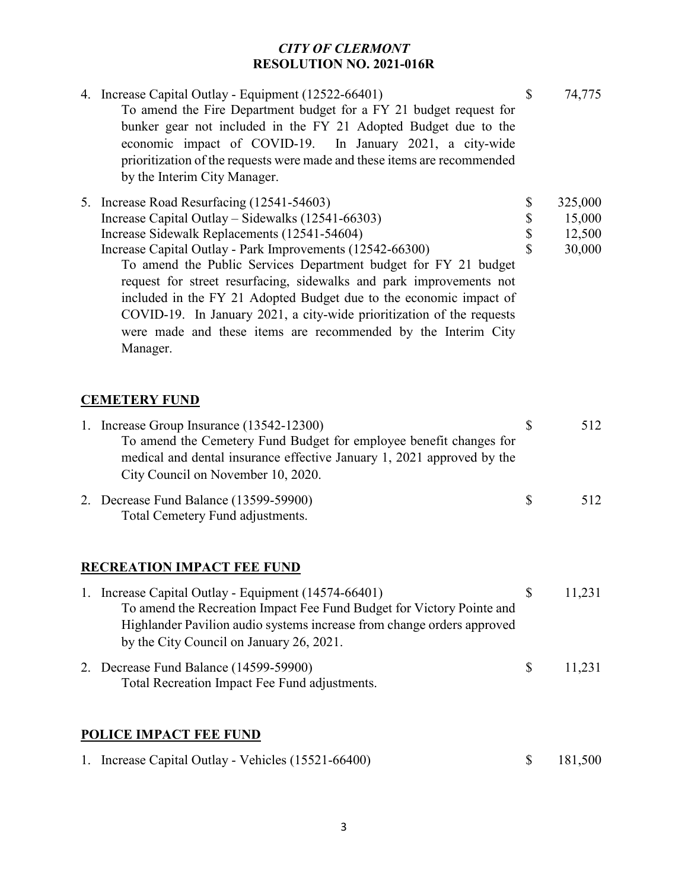*CITY OF CLERMONT*
**RESOLUTION NO. 2021-016R**

4. Increase Capital Outlay - Equipment (12522-66401) — $ 74,775
   To amend the Fire Department budget for a FY 21 budget request for bunker gear not included in the FY 21 Adopted Budget due to the economic impact of COVID-19. In January 2021, a city-wide prioritization of the requests were made and these items are recommended by the Interim City Manager.

5. Increase Road Resurfacing (12541-54603) — $ 325,000
   Increase Capital Outlay – Sidewalks (12541-66303) — $ 15,000
   Increase Sidewalk Replacements (12541-54604) — $ 12,500
   Increase Capital Outlay - Park Improvements (12542-66300) — $ 30,000
   To amend the Public Services Department budget for FY 21 budget request for street resurfacing, sidewalks and park improvements not included in the FY 21 Adopted Budget due to the economic impact of COVID-19. In January 2021, a city-wide prioritization of the requests were made and these items are recommended by the Interim City Manager.

**CEMETERY FUND**

1. Increase Group Insurance (13542-12300) — $ 512
   To amend the Cemetery Fund Budget for employee benefit changes for medical and dental insurance effective January 1, 2021 approved by the City Council on November 10, 2020.

2. Decrease Fund Balance (13599-59900) — $ 512
   Total Cemetery Fund adjustments.

**RECREATION IMPACT FEE FUND**

1. Increase Capital Outlay - Equipment (14574-66401) — $ 11,231
   To amend the Recreation Impact Fee Fund Budget for Victory Pointe and Highlander Pavilion audio systems increase from change orders approved by the City Council on January 26, 2021.

2. Decrease Fund Balance (14599-59900) — $ 11,231
   Total Recreation Impact Fee Fund adjustments.

**POLICE IMPACT FEE FUND**

1. Increase Capital Outlay - Vehicles (15521-66400) — $ 181,500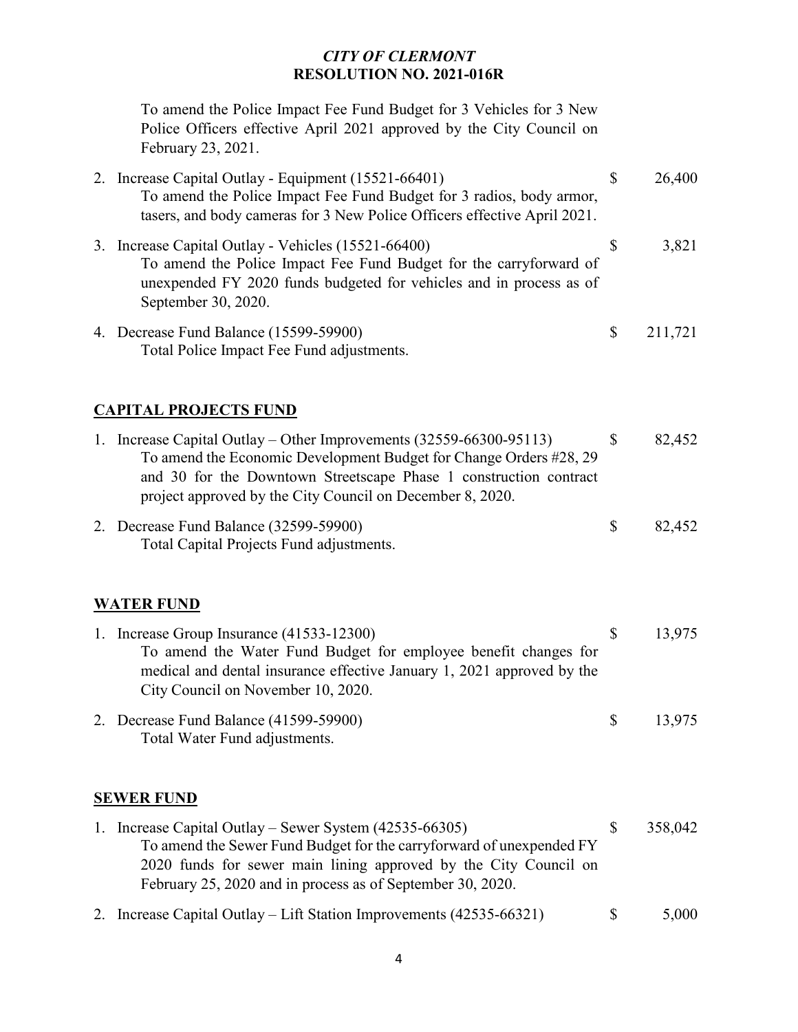*CITY OF CLERMONT*
**RESOLUTION NO. 2021-016R**

To amend the Police Impact Fee Fund Budget for 3 Vehicles for 3 New Police Officers effective April 2021 approved by the City Council on February 23, 2021.

2. Increase Capital Outlay - Equipment (15521-66401) — $ 26,400
   To amend the Police Impact Fee Fund Budget for 3 radios, body armor, tasers, and body cameras for 3 New Police Officers effective April 2021.

3. Increase Capital Outlay - Vehicles (15521-66400) — $ 3,821
   To amend the Police Impact Fee Fund Budget for the carryforward of unexpended FY 2020 funds budgeted for vehicles and in process as of September 30, 2020.

4. Decrease Fund Balance (15599-59900) — $ 211,721
   Total Police Impact Fee Fund adjustments.

## CAPITAL PROJECTS FUND

1. Increase Capital Outlay – Other Improvements (32559-66300-95113) — $ 82,452
   To amend the Economic Development Budget for Change Orders #28, 29 and 30 for the Downtown Streetscape Phase 1 construction contract project approved by the City Council on December 8, 2020.

2. Decrease Fund Balance (32599-59900) — $ 82,452
   Total Capital Projects Fund adjustments.

## WATER FUND

1. Increase Group Insurance (41533-12300) — $ 13,975
   To amend the Water Fund Budget for employee benefit changes for medical and dental insurance effective January 1, 2021 approved by the City Council on November 10, 2020.

2. Decrease Fund Balance (41599-59900) — $ 13,975
   Total Water Fund adjustments.

## SEWER FUND

1. Increase Capital Outlay – Sewer System (42535-66305) — $ 358,042
   To amend the Sewer Fund Budget for the carryforward of unexpended FY 2020 funds for sewer main lining approved by the City Council on February 25, 2020 and in process as of September 30, 2020.

2. Increase Capital Outlay – Lift Station Improvements (42535-66321) — $ 5,000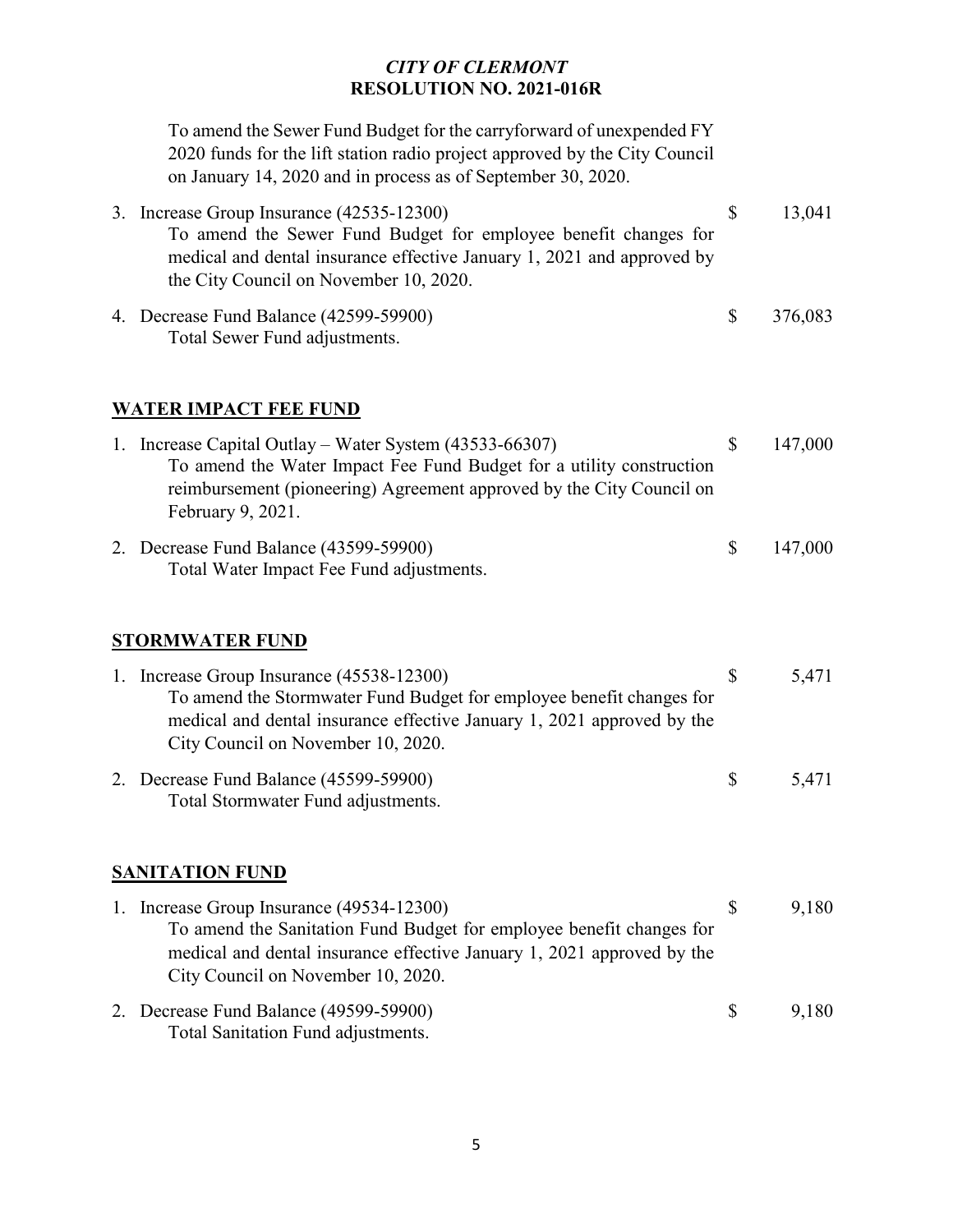*CITY OF CLERMONT*
**RESOLUTION NO. 2021-016R**

To amend the Sewer Fund Budget for the carryforward of unexpended FY 2020 funds for the lift station radio project approved by the City Council on January 14, 2020 and in process as of September 30, 2020.

3. Increase Group Insurance (42535-12300) — $ 13,041
   To amend the Sewer Fund Budget for employee benefit changes for medical and dental insurance effective January 1, 2021 and approved by the City Council on November 10, 2020.

4. Decrease Fund Balance (42599-59900) — $ 376,083
   Total Sewer Fund adjustments.

**WATER IMPACT FEE FUND**

1. Increase Capital Outlay – Water System (43533-66307) — $ 147,000
   To amend the Water Impact Fee Fund Budget for a utility construction reimbursement (pioneering) Agreement approved by the City Council on February 9, 2021.

2. Decrease Fund Balance (43599-59900) — $ 147,000
   Total Water Impact Fee Fund adjustments.

**STORMWATER FUND**

1. Increase Group Insurance (45538-12300) — $ 5,471
   To amend the Stormwater Fund Budget for employee benefit changes for medical and dental insurance effective January 1, 2021 approved by the City Council on November 10, 2020.

2. Decrease Fund Balance (45599-59900) — $ 5,471
   Total Stormwater Fund adjustments.

**SANITATION FUND**

1. Increase Group Insurance (49534-12300) — $ 9,180
   To amend the Sanitation Fund Budget for employee benefit changes for medical and dental insurance effective January 1, 2021 approved by the City Council on November 10, 2020.

2. Decrease Fund Balance (49599-59900) — $ 9,180
   Total Sanitation Fund adjustments.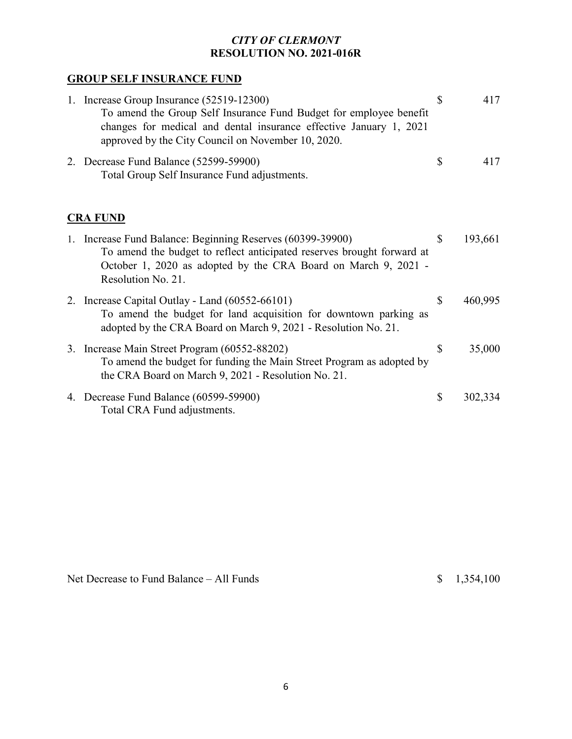*CITY OF CLERMONT*
**RESOLUTION NO. 2021-016R**

**GROUP SELF INSURANCE FUND**

| | | | |
|---|---|---|---|
| 1. | Increase Group Insurance (52519-12300)<br>To amend the Group Self Insurance Fund Budget for employee benefit changes for medical and dental insurance effective January 1, 2021 approved by the City Council on November 10, 2020. | $ | 417 |
| 2. | Decrease Fund Balance (52599-59900)<br>Total Group Self Insurance Fund adjustments. | $ | 417 |

**CRA FUND**

| | | | |
|---|---|---|---|
| 1. | Increase Fund Balance: Beginning Reserves (60399-39900)<br>To amend the budget to reflect anticipated reserves brought forward at October 1, 2020 as adopted by the CRA Board on March 9, 2021 - Resolution No. 21. | $ | 193,661 |
| 2. | Increase Capital Outlay - Land (60552-66101)<br>To amend the budget for land acquisition for downtown parking as adopted by the CRA Board on March 9, 2021 - Resolution No. 21. | $ | 460,995 |
| 3. | Increase Main Street Program (60552-88202)<br>To amend the budget for funding the Main Street Program as adopted by the CRA Board on March 9, 2021 - Resolution No. 21. | $ | 35,000 |
| 4. | Decrease Fund Balance (60599-59900)<br>Total CRA Fund adjustments. | $ | 302,334 |

Net Decrease to Fund Balance – All Funds $ 1,354,100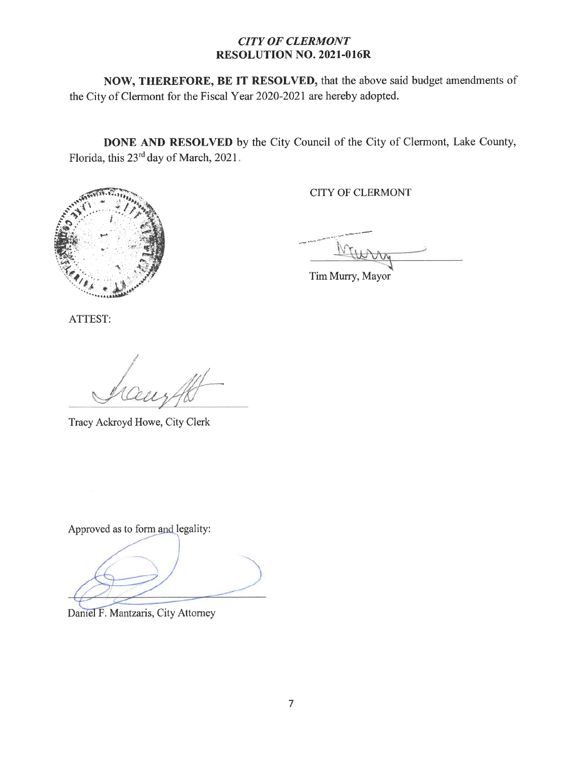***CITY OF CLERMONT***
**RESOLUTION NO. 2021-016R**

**NOW, THEREFORE, BE IT RESOLVED,** that the above said budget amendments of the City of Clermont for the Fiscal Year 2020-2021 are hereby adopted.

**DONE AND RESOLVED** by the City Council of the City of Clermont, Lake County, Florida, this 23rd day of March, 2021.

CITY OF CLERMONT

Tim Murry, Mayor

ATTEST:

Tracy Ackroyd Howe, City Clerk

Approved as to form and legality:

Daniel F. Mantzaris, City Attorney